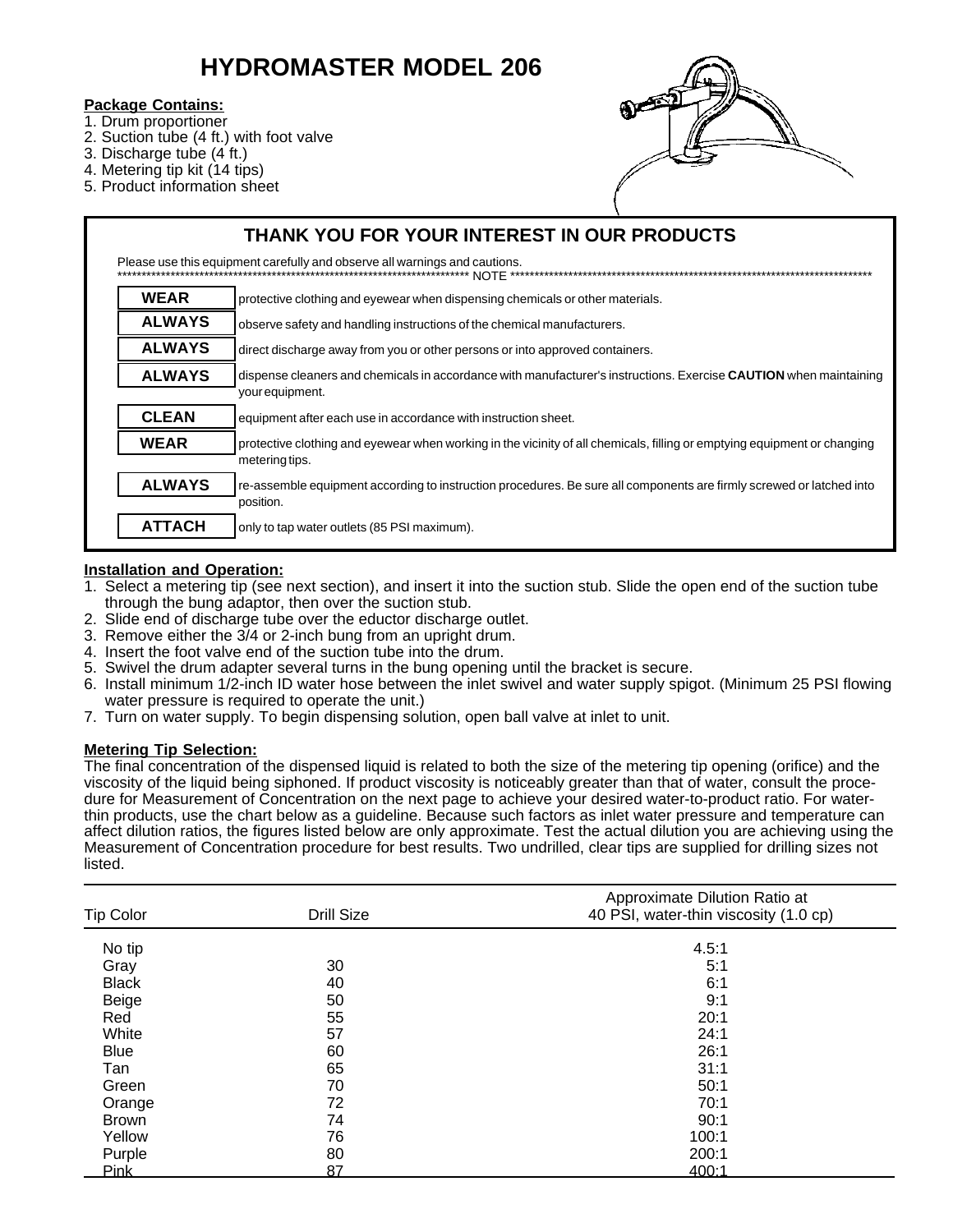# HYDROMASTER MODEL 206

**Package Contains:**

1. Drum proportioner
2. Suction tube (4 ft.) with foot valve
3. Discharge tube (4 ft.)
4. Metering tip kit (14 tips)
5. Product information sheet

## THANK YOU FOR YOUR INTEREST IN OUR PRODUCTS

Please use this equipment carefully and observe all warnings and cautions.

*************************************************************************** NOTE ***************************************************************************

| | |
|---|---|
| **WEAR** | protective clothing and eyewear when dispensing chemicals or other materials. |
| **ALWAYS** | observe safety and handling instructions of the chemical manufacturers. |
| **ALWAYS** | direct discharge away from you or other persons or into approved containers. |
| **ALWAYS** | dispense cleaners and chemicals in accordance with manufacturer's instructions. Exercise **CAUTION** when maintaining your equipment. |
| **CLEAN** | equipment after each use in accordance with instruction sheet. |
| **WEAR** | protective clothing and eyewear when working in the vicinity of all chemicals, filling or emptying equipment or changing metering tips. |
| **ALWAYS** | re-assemble equipment according to instruction procedures. Be sure all components are firmly screwed or latched into position. |
| **ATTACH** | only to tap water outlets (85 PSI maximum). |

**Installation and Operation:**

1. Select a metering tip (see next section), and insert it into the suction stub. Slide the open end of the suction tube through the bung adaptor, then over the suction stub.
2. Slide end of discharge tube over the eductor discharge outlet.
3. Remove either the 3/4 or 2-inch bung from an upright drum.
4. Insert the foot valve end of the suction tube into the drum.
5. Swivel the drum adapter several turns in the bung opening until the bracket is secure.
6. Install minimum 1/2-inch ID water hose between the inlet swivel and water supply spigot. (Minimum 25 PSI flowing water pressure is required to operate the unit.)
7. Turn on water supply. To begin dispensing solution, open ball valve at inlet to unit.

**Metering Tip Selection:**

The final concentration of the dispensed liquid is related to both the size of the metering tip opening (orifice) and the viscosity of the liquid being siphoned. If product viscosity is noticeably greater than that of water, consult the procedure for Measurement of Concentration on the next page to achieve your desired water-to-product ratio. For water-thin products, use the chart below as a guideline. Because such factors as inlet water pressure and temperature can affect dilution ratios, the figures listed below are only approximate. Test the actual dilution you are achieving using the Measurement of Concentration procedure for best results. Two undrilled, clear tips are supplied for drilling sizes not listed.

| Tip Color | Drill Size | Approximate Dilution Ratio at 40 PSI, water-thin viscosity (1.0 cp) |
|---|---|---|
| No tip | | 4.5:1 |
| Gray | 30 | 5:1 |
| Black | 40 | 6:1 |
| Beige | 50 | 9:1 |
| Red | 55 | 20:1 |
| White | 57 | 24:1 |
| Blue | 60 | 26:1 |
| Tan | 65 | 31:1 |
| Green | 70 | 50:1 |
| Orange | 72 | 70:1 |
| Brown | 74 | 90:1 |
| Yellow | 76 | 100:1 |
| Purple | 80 | 200:1 |
| Pink | 87 | 400:1 |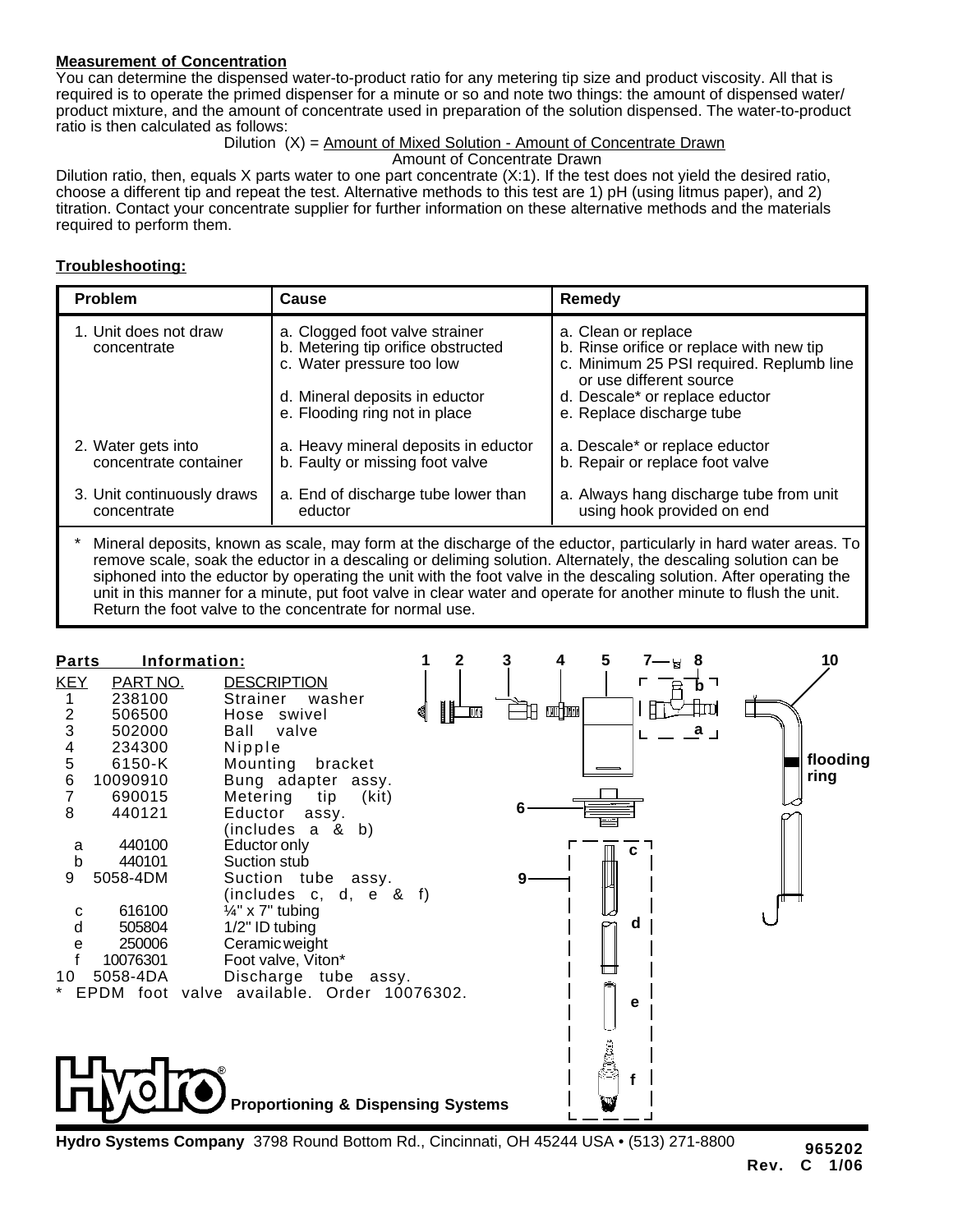**Measurement of Concentration**

You can determine the dispensed water-to-product ratio for any metering tip size and product viscosity. All that is required is to operate the primed dispenser for a minute or so and note two things: the amount of dispensed water/ product mixture, and the amount of concentrate used in preparation of the solution dispensed. The water-to-product ratio is then calculated as follows:

$$\text{Dilution } (X) = \frac{\text{Amount of Mixed Solution - Amount of Concentrate Drawn}}{\text{Amount of Concentrate Drawn}}$$

Dilution ratio, then, equals X parts water to one part concentrate (X:1). If the test does not yield the desired ratio, choose a different tip and repeat the test. Alternative methods to this test are 1) pH (using litmus paper), and 2) titration. Contact your concentrate supplier for further information on these alternative methods and the materials required to perform them.

**Troubleshooting:**

| Problem | Cause | Remedy |
|---|---|---|
| 1. Unit does not draw concentrate | a. Clogged foot valve strainer<br>b. Metering tip orifice obstructed<br>c. Water pressure too low<br>d. Mineral deposits in eductor<br>e. Flooding ring not in place | a. Clean or replace<br>b. Rinse orifice or replace with new tip<br>c. Minimum 25 PSI required. Replumb line or use different source<br>d. Descale* or replace eductor<br>e. Replace discharge tube |
| 2. Water gets into concentrate container | a. Heavy mineral deposits in eductor<br>b. Faulty or missing foot valve | a. Descale* or replace eductor<br>b. Repair or replace foot valve |
| 3. Unit continuously draws concentrate | a. End of discharge tube lower than eductor | a. Always hang discharge tube from unit using hook provided on end |

\* Mineral deposits, known as scale, may form at the discharge of the eductor, particularly in hard water areas. To remove scale, soak the eductor in a descaling or deliming solution. Alternately, the descaling solution can be siphoned into the eductor by operating the unit with the foot valve in the descaling solution. After operating the unit in this manner for a minute, put foot valve in clear water and operate for another minute to flush the unit. Return the foot valve to the concentrate for normal use.

**Parts Information:**

| KEY | PART NO. | DESCRIPTION |
|---|---|---|
| 1 | 238100 | Strainer washer |
| 2 | 506500 | Hose swivel |
| 3 | 502000 | Ball valve |
| 4 | 234300 | Nipple |
| 5 | 6150-K | Mounting bracket |
| 6 | 10090910 | Bung adapter assy. |
| 7 | 690015 | Metering tip (kit) |
| 8 | 440121 | Eductor assy. (includes a & b) |
| a | 440100 | Eductor only |
| b | 440101 | Suction stub |
| 9 | 5058-4DM | Suction tube assy. (includes c, d, e & f) |
| c | 616100 | ¼" x 7" tubing |
| d | 505804 | 1/2" ID tubing |
| e | 250006 | Ceramic weight |
| f | 10076301 | Foot valve, Viton* |
| 10 | 5058-4DA | Discharge tube assy. |

\* EPDM foot valve available. Order 10076302.

1 2 3 4 5 7 8 10 a b c d e f 6 9

flooding ring

Hydro® Proportioning & Dispensing Systems

**Hydro Systems Company** 3798 Round Bottom Rd., Cincinnati, OH 45244 USA • (513) 271-8800

965202
Rev. C 1/06